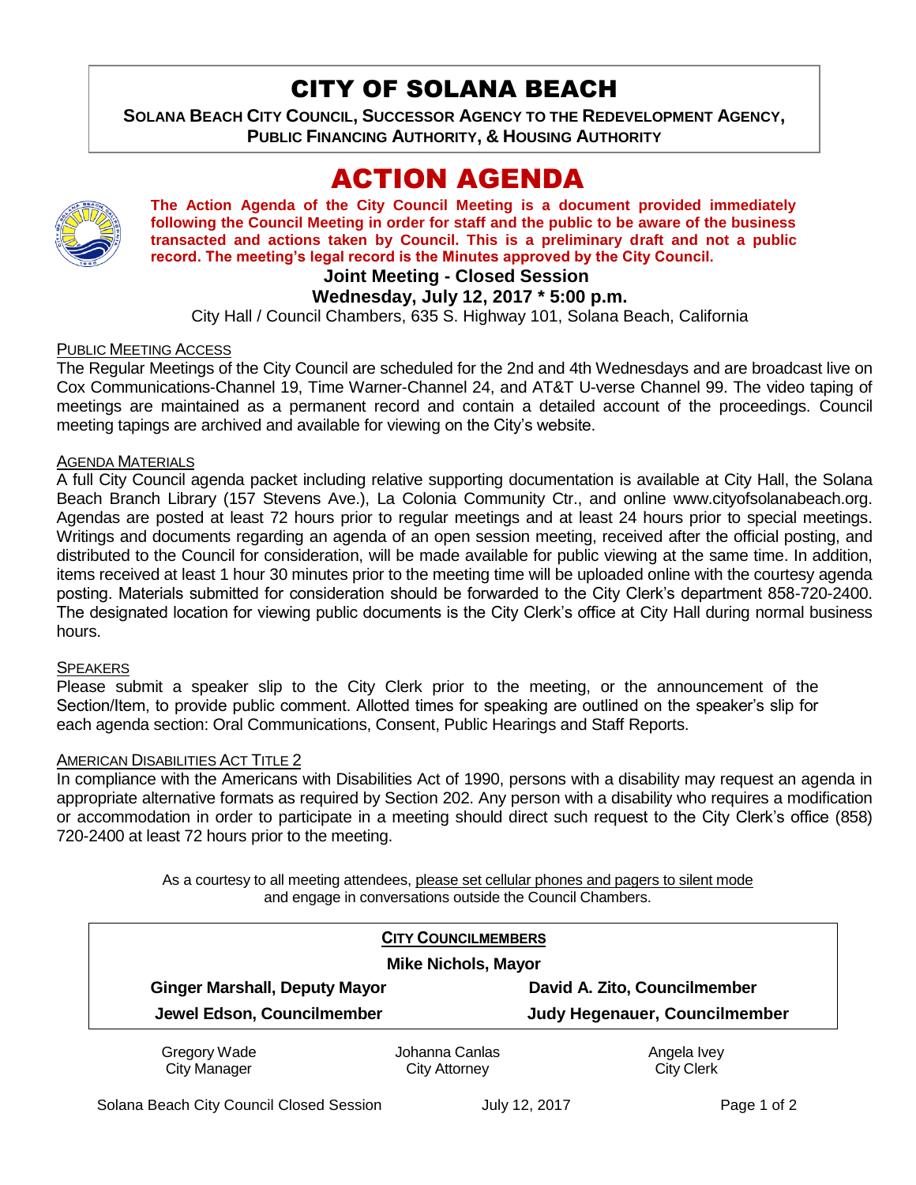# CITY OF SOLANA BEACH

**SOLANA BEACH CITY COUNCIL, SUCCESSOR AGENCY TO THE REDEVELOPMENT AGENCY, PUBLIC FINANCING AUTHORITY, & HOUSING AUTHORITY**

# ACTION AGENDA

**The Action Agenda of the City Council Meeting is a document provided immediately following the Council Meeting in order for staff and the public to be aware of the business transacted and actions taken by Council. This is a preliminary draft and not a public record. The meeting's legal record is the Minutes approved by the City Council.**

**Joint Meeting - Closed Session**

**Wednesday, July 12, 2017 * 5:00 p.m.**

City Hall / Council Chambers, 635 S. Highway 101, Solana Beach, California

PUBLIC MEETING ACCESS

The Regular Meetings of the City Council are scheduled for the 2nd and 4th Wednesdays and are broadcast live on Cox Communications-Channel 19, Time Warner-Channel 24, and AT&T U-verse Channel 99. The video taping of meetings are maintained as a permanent record and contain a detailed account of the proceedings. Council meeting tapings are archived and available for viewing on the City's website.

AGENDA MATERIALS

A full City Council agenda packet including relative supporting documentation is available at City Hall, the Solana Beach Branch Library (157 Stevens Ave.), La Colonia Community Ctr., and online www.cityofsolanabeach.org. Agendas are posted at least 72 hours prior to regular meetings and at least 24 hours prior to special meetings. Writings and documents regarding an agenda of an open session meeting, received after the official posting, and distributed to the Council for consideration, will be made available for public viewing at the same time. In addition, items received at least 1 hour 30 minutes prior to the meeting time will be uploaded online with the courtesy agenda posting. Materials submitted for consideration should be forwarded to the City Clerk's department 858-720-2400. The designated location for viewing public documents is the City Clerk's office at City Hall during normal business hours.

SPEAKERS

Please submit a speaker slip to the City Clerk prior to the meeting, or the announcement of the Section/Item, to provide public comment. Allotted times for speaking are outlined on the speaker's slip for each agenda section: Oral Communications, Consent, Public Hearings and Staff Reports.

AMERICAN DISABILITIES ACT TITLE 2

In compliance with the Americans with Disabilities Act of 1990, persons with a disability may request an agenda in appropriate alternative formats as required by Section 202. Any person with a disability who requires a modification or accommodation in order to participate in a meeting should direct such request to the City Clerk's office (858) 720-2400 at least 72 hours prior to the meeting.

As a courtesy to all meeting attendees, please set cellular phones and pagers to silent mode and engage in conversations outside the Council Chambers.

**CITY COUNCILMEMBERS**

**Mike Nichols, Mayor**

| | |
|---|---|
| **Ginger Marshall, Deputy Mayor** | **David A. Zito, Councilmember** |
| **Jewel Edson, Councilmember** | **Judy Hegenauer, Councilmember** |

| | | |
|---|---|---|
| Gregory Wade<br>City Manager | Johanna Canlas<br>City Attorney | Angela Ivey<br>City Clerk |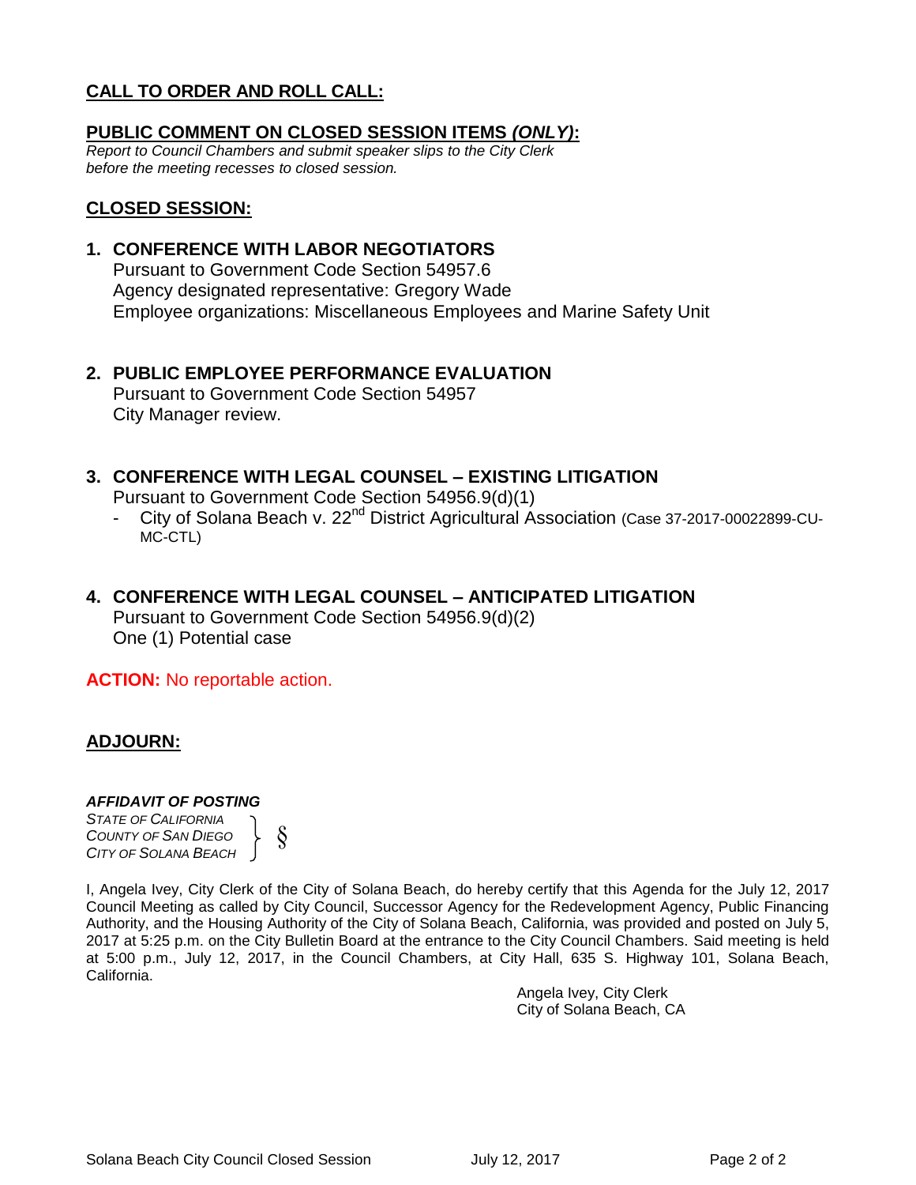## CALL TO ORDER AND ROLL CALL:

## PUBLIC COMMENT ON CLOSED SESSION ITEMS *(ONLY)*:

*Report to Council Chambers and submit speaker slips to the City Clerk before the meeting recesses to closed session.*

## CLOSED SESSION:

### 1. CONFERENCE WITH LABOR NEGOTIATORS

Pursuant to Government Code Section 54957.6
Agency designated representative: Gregory Wade
Employee organizations: Miscellaneous Employees and Marine Safety Unit

### 2. PUBLIC EMPLOYEE PERFORMANCE EVALUATION

Pursuant to Government Code Section 54957
City Manager review.

### 3. CONFERENCE WITH LEGAL COUNSEL – EXISTING LITIGATION

Pursuant to Government Code Section 54956.9(d)(1)

- City of Solana Beach v. 22nd District Agricultural Association (Case 37-2017-00022899-CU-MC-CTL)

### 4. CONFERENCE WITH LEGAL COUNSEL – ANTICIPATED LITIGATION

Pursuant to Government Code Section 54956.9(d)(2)
One (1) Potential case

**ACTION:** No reportable action.

## ADJOURN:

***AFFIDAVIT OF POSTING***

*STATE OF CALIFORNIA*
*COUNTY OF SAN DIEGO* §
*CITY OF SOLANA BEACH*

I, Angela Ivey, City Clerk of the City of Solana Beach, do hereby certify that this Agenda for the July 12, 2017 Council Meeting as called by City Council, Successor Agency for the Redevelopment Agency, Public Financing Authority, and the Housing Authority of the City of Solana Beach, California, was provided and posted on July 5, 2017 at 5:25 p.m. on the City Bulletin Board at the entrance to the City Council Chambers. Said meeting is held at 5:00 p.m., July 12, 2017, in the Council Chambers, at City Hall, 635 S. Highway 101, Solana Beach, California.

Angela Ivey, City Clerk
City of Solana Beach, CA